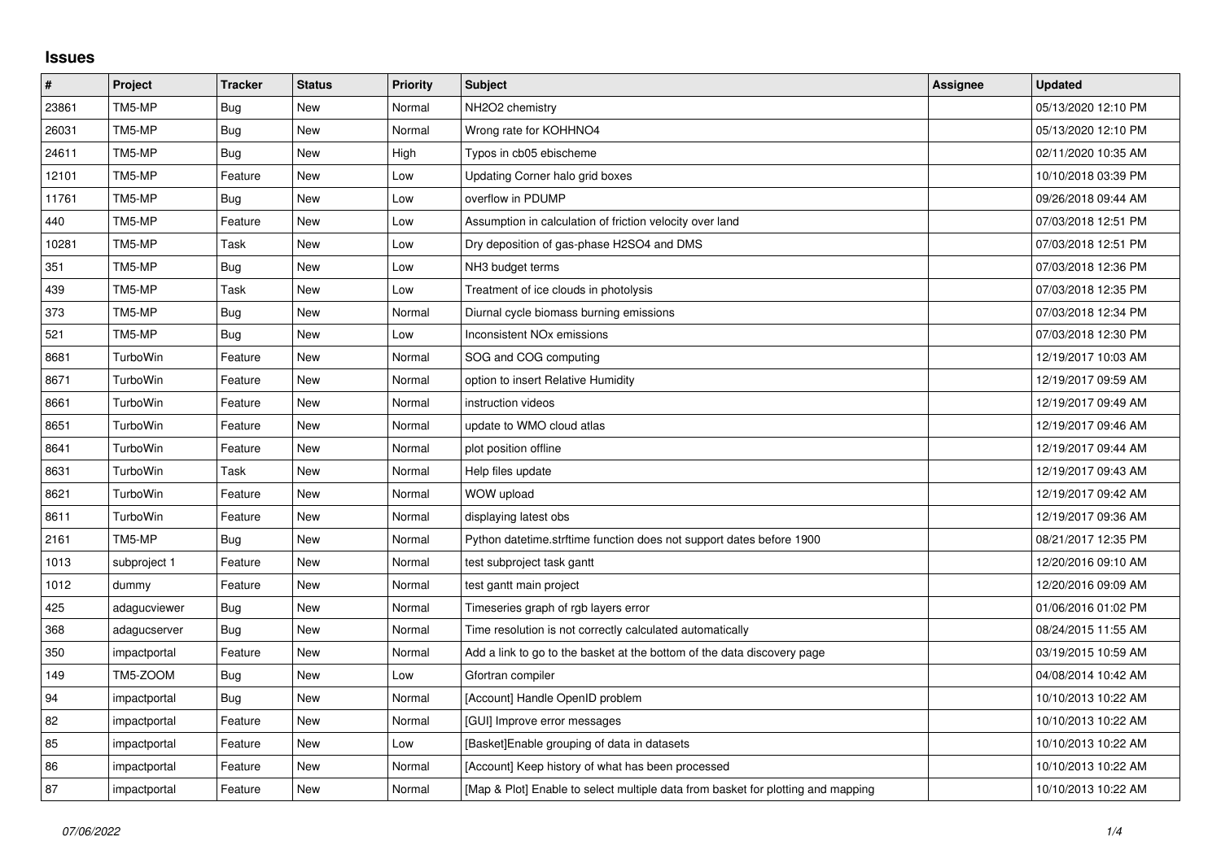# Issues

| # | Project | Tracker | Status | Priority | Subject | Assignee | Updated |
|---|---|---|---|---|---|---|---|
| 23861 | TM5-MP | Bug | New | Normal | NH2O2 chemistry | | 05/13/2020 12:10 PM |
| 26031 | TM5-MP | Bug | New | Normal | Wrong rate for KOHHNO4 | | 05/13/2020 12:10 PM |
| 24611 | TM5-MP | Bug | New | High | Typos in cb05 ebischeme | | 02/11/2020 10:35 AM |
| 12101 | TM5-MP | Feature | New | Low | Updating Corner halo grid boxes | | 10/10/2018 03:39 PM |
| 11761 | TM5-MP | Bug | New | Low | overflow in PDUMP | | 09/26/2018 09:44 AM |
| 440 | TM5-MP | Feature | New | Low | Assumption in calculation of friction velocity over land | | 07/03/2018 12:51 PM |
| 10281 | TM5-MP | Task | New | Low | Dry deposition of gas-phase H2SO4 and DMS | | 07/03/2018 12:51 PM |
| 351 | TM5-MP | Bug | New | Low | NH3 budget terms | | 07/03/2018 12:36 PM |
| 439 | TM5-MP | Task | New | Low | Treatment of ice clouds in photolysis | | 07/03/2018 12:35 PM |
| 373 | TM5-MP | Bug | New | Normal | Diurnal cycle biomass burning emissions | | 07/03/2018 12:34 PM |
| 521 | TM5-MP | Bug | New | Low | Inconsistent NOx emissions | | 07/03/2018 12:30 PM |
| 8681 | TurboWin | Feature | New | Normal | SOG and COG computing | | 12/19/2017 10:03 AM |
| 8671 | TurboWin | Feature | New | Normal | option to insert Relative Humidity | | 12/19/2017 09:59 AM |
| 8661 | TurboWin | Feature | New | Normal | instruction videos | | 12/19/2017 09:49 AM |
| 8651 | TurboWin | Feature | New | Normal | update to WMO cloud atlas | | 12/19/2017 09:46 AM |
| 8641 | TurboWin | Feature | New | Normal | plot position offline | | 12/19/2017 09:44 AM |
| 8631 | TurboWin | Task | New | Normal | Help files update | | 12/19/2017 09:43 AM |
| 8621 | TurboWin | Feature | New | Normal | WOW upload | | 12/19/2017 09:42 AM |
| 8611 | TurboWin | Feature | New | Normal | displaying latest obs | | 12/19/2017 09:36 AM |
| 2161 | TM5-MP | Bug | New | Normal | Python datetime.strftime function does not support dates before 1900 | | 08/21/2017 12:35 PM |
| 1013 | subproject 1 | Feature | New | Normal | test subproject task gantt | | 12/20/2016 09:10 AM |
| 1012 | dummy | Feature | New | Normal | test gantt main project | | 12/20/2016 09:09 AM |
| 425 | adagucviewer | Bug | New | Normal | Timeseries graph of rgb layers error | | 01/06/2016 01:02 PM |
| 368 | adagucserver | Bug | New | Normal | Time resolution is not correctly calculated automatically | | 08/24/2015 11:55 AM |
| 350 | impactportal | Feature | New | Normal | Add a link to go to the basket at the bottom of the data discovery page | | 03/19/2015 10:59 AM |
| 149 | TM5-ZOOM | Bug | New | Low | Gfortran compiler | | 04/08/2014 10:42 AM |
| 94 | impactportal | Bug | New | Normal | [Account] Handle OpenID problem | | 10/10/2013 10:22 AM |
| 82 | impactportal | Feature | New | Normal | [GUI] Improve error messages | | 10/10/2013 10:22 AM |
| 85 | impactportal | Feature | New | Low | [Basket]Enable grouping of data in datasets | | 10/10/2013 10:22 AM |
| 86 | impactportal | Feature | New | Normal | [Account] Keep history of what has been processed | | 10/10/2013 10:22 AM |
| 87 | impactportal | Feature | New | Normal | [Map & Plot] Enable to select multiple data from basket for plotting and mapping | | 10/10/2013 10:22 AM |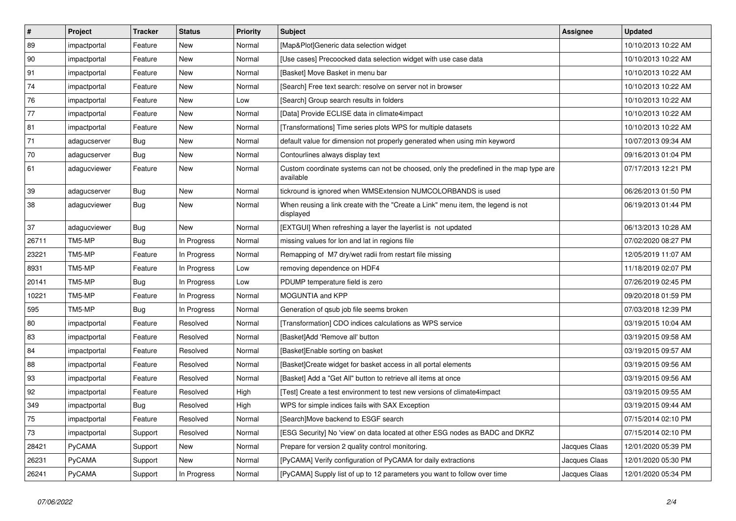| # | Project | Tracker | Status | Priority | Subject | Assignee | Updated |
|---|---|---|---|---|---|---|---|
| 89 | impactportal | Feature | New | Normal | [Map&Plot]Generic data selection widget | | 10/10/2013 10:22 AM |
| 90 | impactportal | Feature | New | Normal | [Use cases] Precoocked data selection widget with use case data | | 10/10/2013 10:22 AM |
| 91 | impactportal | Feature | New | Normal | [Basket] Move Basket in menu bar | | 10/10/2013 10:22 AM |
| 74 | impactportal | Feature | New | Normal | [Search] Free text search: resolve on server not in browser | | 10/10/2013 10:22 AM |
| 76 | impactportal | Feature | New | Low | [Search] Group search results in folders | | 10/10/2013 10:22 AM |
| 77 | impactportal | Feature | New | Normal | [Data] Provide ECLISE data in climate4impact | | 10/10/2013 10:22 AM |
| 81 | impactportal | Feature | New | Normal | [Transformations] Time series plots WPS for multiple datasets | | 10/10/2013 10:22 AM |
| 71 | adagucserver | Bug | New | Normal | default value for dimension not properly generated when using min keyword | | 10/07/2013 09:34 AM |
| 70 | adagucserver | Bug | New | Normal | Contourlines always display text | | 09/16/2013 01:04 PM |
| 61 | adagucviewer | Feature | New | Normal | Custom coordinate systems can not be choosed, only the predefined in the map type are available | | 07/17/2013 12:21 PM |
| 39 | adagucserver | Bug | New | Normal | tickround is ignored when WMSExtension NUMCOLORBANDS is used | | 06/26/2013 01:50 PM |
| 38 | adagucviewer | Bug | New | Normal | When reusing a link create with the "Create a Link" menu item, the legend is not displayed | | 06/19/2013 01:44 PM |
| 37 | adagucviewer | Bug | New | Normal | [EXTGUI] When refreshing a layer the layerlist is not updated | | 06/13/2013 10:28 AM |
| 26711 | TM5-MP | Bug | In Progress | Normal | missing values for lon and lat in regions file | | 07/02/2020 08:27 PM |
| 23221 | TM5-MP | Feature | In Progress | Normal | Remapping of M7 dry/wet radii from restart file missing | | 12/05/2019 11:07 AM |
| 8931 | TM5-MP | Feature | In Progress | Low | removing dependence on HDF4 | | 11/18/2019 02:07 PM |
| 20141 | TM5-MP | Bug | In Progress | Low | PDUMP temperature field is zero | | 07/26/2019 02:45 PM |
| 10221 | TM5-MP | Feature | In Progress | Normal | MOGUNTIA and KPP | | 09/20/2018 01:59 PM |
| 595 | TM5-MP | Bug | In Progress | Normal | Generation of qsub job file seems broken | | 07/03/2018 12:39 PM |
| 80 | impactportal | Feature | Resolved | Normal | [Transformation] CDO indices calculations as WPS service | | 03/19/2015 10:04 AM |
| 83 | impactportal | Feature | Resolved | Normal | [Basket]Add 'Remove all' button | | 03/19/2015 09:58 AM |
| 84 | impactportal | Feature | Resolved | Normal | [Basket]Enable sorting on basket | | 03/19/2015 09:57 AM |
| 88 | impactportal | Feature | Resolved | Normal | [Basket]Create widget for basket access in all portal elements | | 03/19/2015 09:56 AM |
| 93 | impactportal | Feature | Resolved | Normal | [Basket] Add a "Get All" button to retrieve all items at once | | 03/19/2015 09:56 AM |
| 92 | impactportal | Feature | Resolved | High | [Test] Create a test environment to test new versions of climate4impact | | 03/19/2015 09:55 AM |
| 349 | impactportal | Bug | Resolved | High | WPS for simple indices fails with SAX Exception | | 03/19/2015 09:44 AM |
| 75 | impactportal | Feature | Resolved | Normal | [Search]Move backend to ESGF search | | 07/15/2014 02:10 PM |
| 73 | impactportal | Support | Resolved | Normal | [ESG Security] No 'view' on data located at other ESG nodes as BADC and DKRZ | | 07/15/2014 02:10 PM |
| 28421 | PyCAMA | Support | New | Normal | Prepare for version 2 quality control monitoring. | Jacques Claas | 12/01/2020 05:39 PM |
| 26231 | PyCAMA | Support | New | Normal | [PyCAMA] Verify configuration of PyCAMA for daily extractions | Jacques Claas | 12/01/2020 05:30 PM |
| 26241 | PyCAMA | Support | In Progress | Normal | [PyCAMA] Supply list of up to 12 parameters you want to follow over time | Jacques Claas | 12/01/2020 05:34 PM |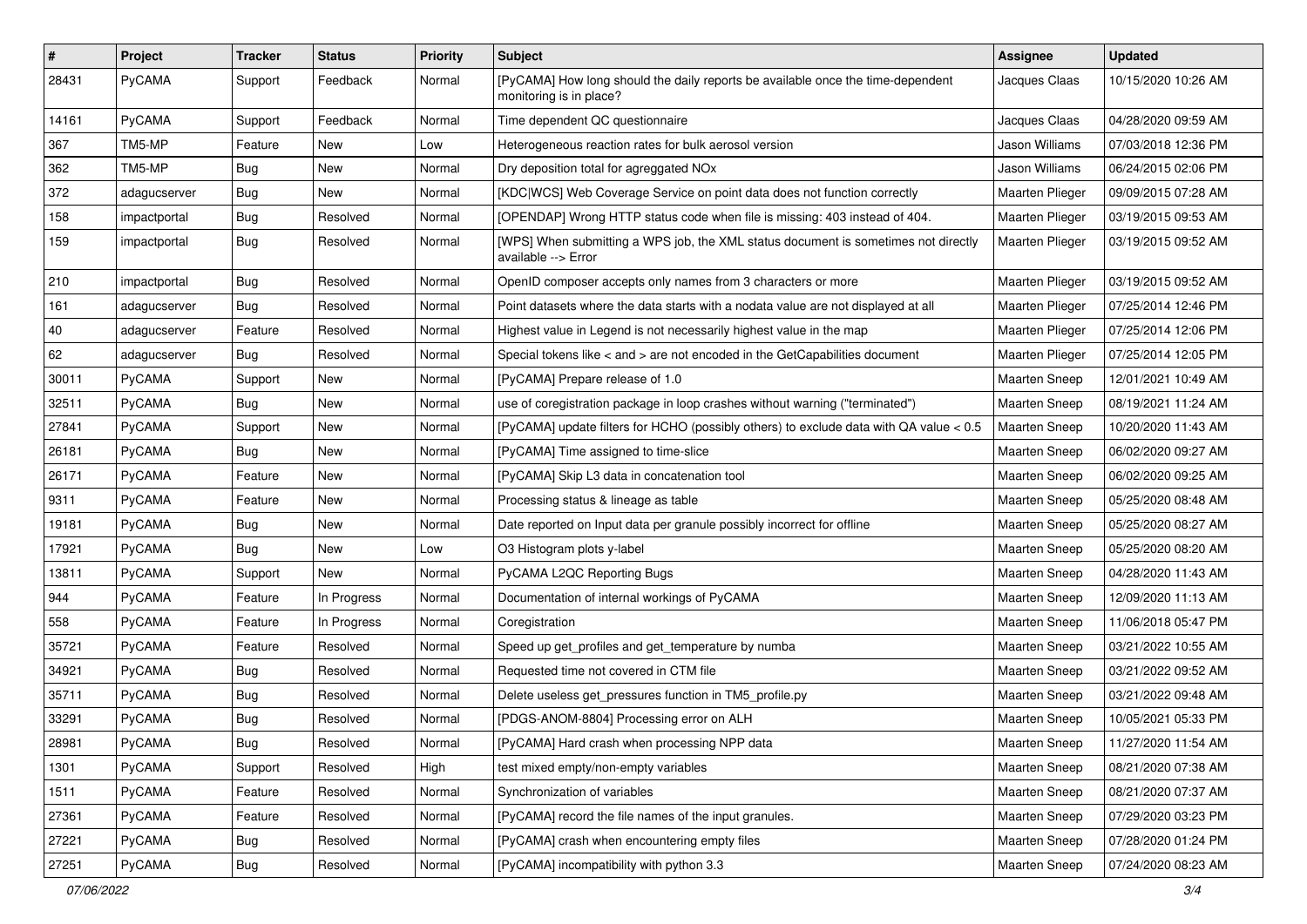| # | Project | Tracker | Status | Priority | Subject | Assignee | Updated |
|---|---|---|---|---|---|---|---|
| 28431 | PyCAMA | Support | Feedback | Normal | [PyCAMA] How long should the daily reports be available once the time-dependent monitoring is in place? | Jacques Claas | 10/15/2020 10:26 AM |
| 14161 | PyCAMA | Support | Feedback | Normal | Time dependent QC questionnaire | Jacques Claas | 04/28/2020 09:59 AM |
| 367 | TM5-MP | Feature | New | Low | Heterogeneous reaction rates for bulk aerosol version | Jason Williams | 07/03/2018 12:36 PM |
| 362 | TM5-MP | Bug | New | Normal | Dry deposition total for agreggated NOx | Jason Williams | 06/24/2015 02:06 PM |
| 372 | adagucserver | Bug | New | Normal | [KDC\|WCS] Web Coverage Service on point data does not function correctly | Maarten Plieger | 09/09/2015 07:28 AM |
| 158 | impactportal | Bug | Resolved | Normal | [OPENDAP] Wrong HTTP status code when file is missing: 403 instead of 404. | Maarten Plieger | 03/19/2015 09:53 AM |
| 159 | impactportal | Bug | Resolved | Normal | [WPS] When submitting a WPS job, the XML status document is sometimes not directly available --> Error | Maarten Plieger | 03/19/2015 09:52 AM |
| 210 | impactportal | Bug | Resolved | Normal | OpenID composer accepts only names from 3 characters or more | Maarten Plieger | 03/19/2015 09:52 AM |
| 161 | adagucserver | Bug | Resolved | Normal | Point datasets where the data starts with a nodata value are not displayed at all | Maarten Plieger | 07/25/2014 12:46 PM |
| 40 | adagucserver | Feature | Resolved | Normal | Highest value in Legend is not necessarily highest value in the map | Maarten Plieger | 07/25/2014 12:06 PM |
| 62 | adagucserver | Bug | Resolved | Normal | Special tokens like < and > are not encoded in the GetCapabilities document | Maarten Plieger | 07/25/2014 12:05 PM |
| 30011 | PyCAMA | Support | New | Normal | [PyCAMA] Prepare release of 1.0 | Maarten Sneep | 12/01/2021 10:49 AM |
| 32511 | PyCAMA | Bug | New | Normal | use of coregistration package in loop crashes without warning ("terminated") | Maarten Sneep | 08/19/2021 11:24 AM |
| 27841 | PyCAMA | Support | New | Normal | [PyCAMA] update filters for HCHO (possibly others) to exclude data with QA value < 0.5 | Maarten Sneep | 10/20/2020 11:43 AM |
| 26181 | PyCAMA | Bug | New | Normal | [PyCAMA] Time assigned to time-slice | Maarten Sneep | 06/02/2020 09:27 AM |
| 26171 | PyCAMA | Feature | New | Normal | [PyCAMA] Skip L3 data in concatenation tool | Maarten Sneep | 06/02/2020 09:25 AM |
| 9311 | PyCAMA | Feature | New | Normal | Processing status & lineage as table | Maarten Sneep | 05/25/2020 08:48 AM |
| 19181 | PyCAMA | Bug | New | Normal | Date reported on Input data per granule possibly incorrect for offline | Maarten Sneep | 05/25/2020 08:27 AM |
| 17921 | PyCAMA | Bug | New | Low | O3 Histogram plots y-label | Maarten Sneep | 05/25/2020 08:20 AM |
| 13811 | PyCAMA | Support | New | Normal | PyCAMA L2QC Reporting Bugs | Maarten Sneep | 04/28/2020 11:43 AM |
| 944 | PyCAMA | Feature | In Progress | Normal | Documentation of internal workings of PyCAMA | Maarten Sneep | 12/09/2020 11:13 AM |
| 558 | PyCAMA | Feature | In Progress | Normal | Coregistration | Maarten Sneep | 11/06/2018 05:47 PM |
| 35721 | PyCAMA | Feature | Resolved | Normal | Speed up get_profiles and get_temperature by numba | Maarten Sneep | 03/21/2022 10:55 AM |
| 34921 | PyCAMA | Bug | Resolved | Normal | Requested time not covered in CTM file | Maarten Sneep | 03/21/2022 09:52 AM |
| 35711 | PyCAMA | Bug | Resolved | Normal | Delete useless get_pressures function in TM5_profile.py | Maarten Sneep | 03/21/2022 09:48 AM |
| 33291 | PyCAMA | Bug | Resolved | Normal | [PDGS-ANOM-8804] Processing error on ALH | Maarten Sneep | 10/05/2021 05:33 PM |
| 28981 | PyCAMA | Bug | Resolved | Normal | [PyCAMA] Hard crash when processing NPP data | Maarten Sneep | 11/27/2020 11:54 AM |
| 1301 | PyCAMA | Support | Resolved | High | test mixed empty/non-empty variables | Maarten Sneep | 08/21/2020 07:38 AM |
| 1511 | PyCAMA | Feature | Resolved | Normal | Synchronization of variables | Maarten Sneep | 08/21/2020 07:37 AM |
| 27361 | PyCAMA | Feature | Resolved | Normal | [PyCAMA] record the file names of the input granules. | Maarten Sneep | 07/29/2020 03:23 PM |
| 27221 | PyCAMA | Bug | Resolved | Normal | [PyCAMA] crash when encountering empty files | Maarten Sneep | 07/28/2020 01:24 PM |
| 27251 | PyCAMA | Bug | Resolved | Normal | [PyCAMA] incompatibility with python 3.3 | Maarten Sneep | 07/24/2020 08:23 AM |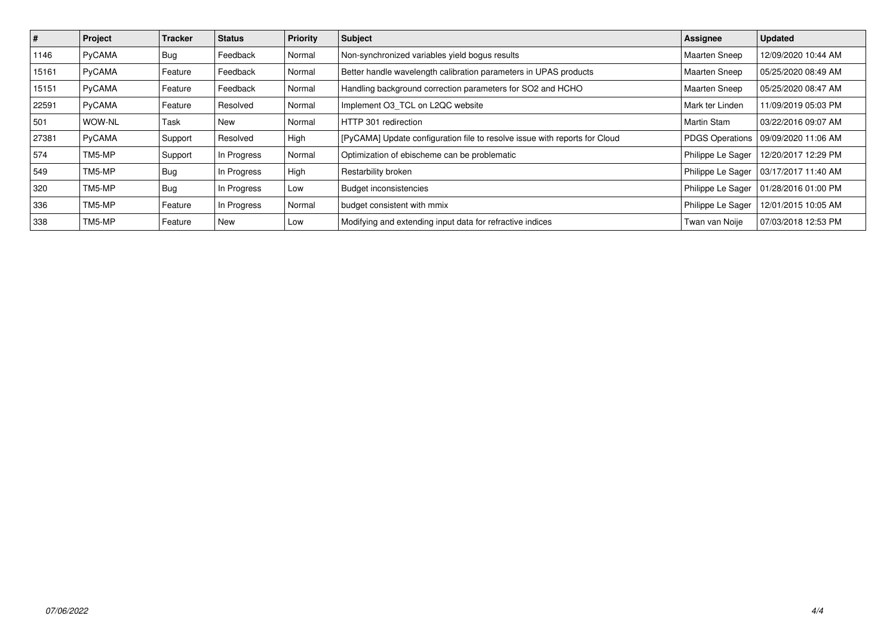| # | Project | Tracker | Status | Priority | Subject | Assignee | Updated |
| --- | --- | --- | --- | --- | --- | --- | --- |
| 1146 | PyCAMA | Bug | Feedback | Normal | Non-synchronized variables yield bogus results | Maarten Sneep | 12/09/2020 10:44 AM |
| 15161 | PyCAMA | Feature | Feedback | Normal | Better handle wavelength calibration parameters in UPAS products | Maarten Sneep | 05/25/2020 08:49 AM |
| 15151 | PyCAMA | Feature | Feedback | Normal | Handling background correction parameters for SO2 and HCHO | Maarten Sneep | 05/25/2020 08:47 AM |
| 22591 | PyCAMA | Feature | Resolved | Normal | Implement O3_TCL on L2QC website | Mark ter Linden | 11/09/2019 05:03 PM |
| 501 | WOW-NL | Task | New | Normal | HTTP 301 redirection | Martin Stam | 03/22/2016 09:07 AM |
| 27381 | PyCAMA | Support | Resolved | High | [PyCAMA] Update configuration file to resolve issue with reports for Cloud | PDGS Operations | 09/09/2020 11:06 AM |
| 574 | TM5-MP | Support | In Progress | Normal | Optimization of ebischeme can be problematic | Philippe Le Sager | 12/20/2017 12:29 PM |
| 549 | TM5-MP | Bug | In Progress | High | Restarbility broken | Philippe Le Sager | 03/17/2017 11:40 AM |
| 320 | TM5-MP | Bug | In Progress | Low | Budget inconsistencies | Philippe Le Sager | 01/28/2016 01:00 PM |
| 336 | TM5-MP | Feature | In Progress | Normal | budget consistent with mmix | Philippe Le Sager | 12/01/2015 10:05 AM |
| 338 | TM5-MP | Feature | New | Low | Modifying and extending input data for refractive indices | Twan van Noije | 07/03/2018 12:53 PM |